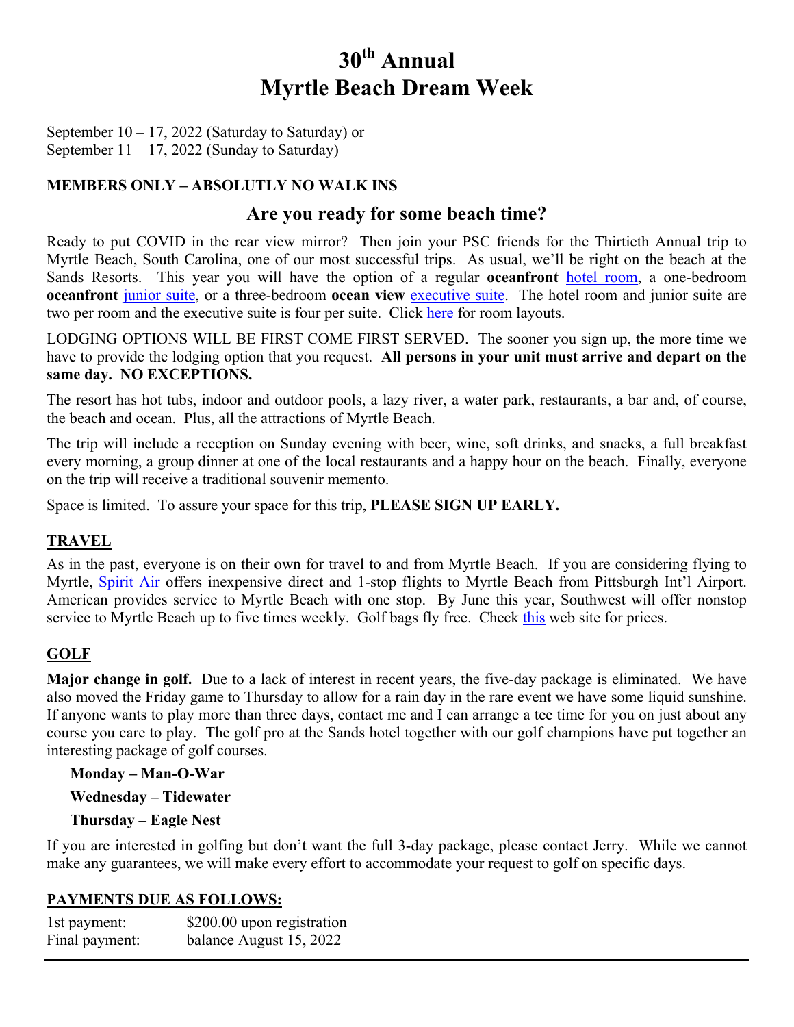# 30th Annual Myrtle Beach Dream Week

September 10 – 17, 2022 (Saturday to Saturday) or
September 11 – 17, 2022 (Sunday to Saturday)

**MEMBERS ONLY – ABSOLUTLY NO WALK INS**

## Are you ready for some beach time?

Ready to put COVID in the rear view mirror? Then join your PSC friends for the Thirtieth Annual trip to Myrtle Beach, South Carolina, one of our most successful trips. As usual, we'll be right on the beach at the Sands Resorts. This year you will have the option of a regular **oceanfront** hotel room, a one-bedroom **oceanfront** junior suite, or a three-bedroom **ocean view** executive suite. The hotel room and junior suite are two per room and the executive suite is four per suite. Click here for room layouts.

LODGING OPTIONS WILL BE FIRST COME FIRST SERVED. The sooner you sign up, the more time we have to provide the lodging option that you request. **All persons in your unit must arrive and depart on the same day. NO EXCEPTIONS.**

The resort has hot tubs, indoor and outdoor pools, a lazy river, a water park, restaurants, a bar and, of course, the beach and ocean. Plus, all the attractions of Myrtle Beach.

The trip will include a reception on Sunday evening with beer, wine, soft drinks, and snacks, a full breakfast every morning, a group dinner at one of the local restaurants and a happy hour on the beach. Finally, everyone on the trip will receive a traditional souvenir memento.

Space is limited. To assure your space for this trip, **PLEASE SIGN UP EARLY.**

### TRAVEL

As in the past, everyone is on their own for travel to and from Myrtle Beach. If you are considering flying to Myrtle, Spirit Air offers inexpensive direct and 1-stop flights to Myrtle Beach from Pittsburgh Int'l Airport. American provides service to Myrtle Beach with one stop. By June this year, Southwest will offer nonstop service to Myrtle Beach up to five times weekly. Golf bags fly free. Check this web site for prices.

### GOLF

**Major change in golf.** Due to a lack of interest in recent years, the five-day package is eliminated. We have also moved the Friday game to Thursday to allow for a rain day in the rare event we have some liquid sunshine. If anyone wants to play more than three days, contact me and I can arrange a tee time for you on just about any course you care to play. The golf pro at the Sands hotel together with our golf champions have put together an interesting package of golf courses.

**Monday – Man-O-War**

**Wednesday – Tidewater**

**Thursday – Eagle Nest**

If you are interested in golfing but don't want the full 3-day package, please contact Jerry. While we cannot make any guarantees, we will make every effort to accommodate your request to golf on specific days.

### PAYMENTS DUE AS FOLLOWS:

| | |
|---|---|
| 1st payment: | $200.00 upon registration |
| Final payment: | balance August 15, 2022 |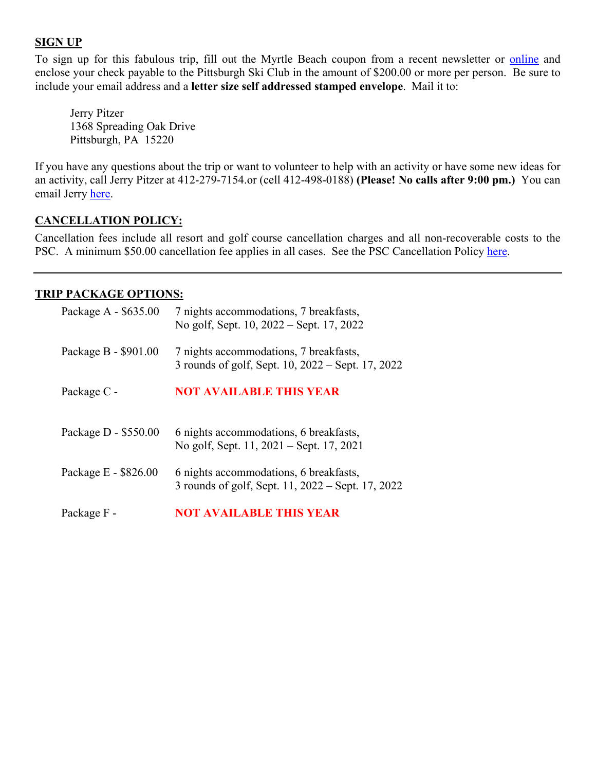**<u>SIGN UP</u>**

To sign up for this fabulous trip, fill out the Myrtle Beach coupon from a recent newsletter or online and enclose your check payable to the Pittsburgh Ski Club in the amount of $200.00 or more per person. Be sure to include your email address and a **letter size self addressed stamped envelope**. Mail it to:

Jerry Pitzer
1368 Spreading Oak Drive
Pittsburgh, PA 15220

If you have any questions about the trip or want to volunteer to help with an activity or have some new ideas for an activity, call Jerry Pitzer at 412-279-7154.or (cell 412-498-0188) **(Please! No calls after 9:00 pm.)** You can email Jerry here.

**<u>CANCELLATION POLICY:</u>**

Cancellation fees include all resort and golf course cancellation charges and all non-recoverable costs to the PSC. A minimum $50.00 cancellation fee applies in all cases. See the PSC Cancellation Policy here.

---

**<u>TRIP PACKAGE OPTIONS:</u>**

| | |
|---|---|
| Package A - $635.00 | 7 nights accommodations, 7 breakfasts, No golf, Sept. 10, 2022 – Sept. 17, 2022 |
| Package B - $901.00 | 7 nights accommodations, 7 breakfasts, 3 rounds of golf, Sept. 10, 2022 – Sept. 17, 2022 |
| Package C - | **NOT AVAILABLE THIS YEAR** |
| Package D - $550.00 | 6 nights accommodations, 6 breakfasts, No golf, Sept. 11, 2021 – Sept. 17, 2021 |
| Package E - $826.00 | 6 nights accommodations, 6 breakfasts, 3 rounds of golf, Sept. 11, 2022 – Sept. 17, 2022 |
| Package F - | **NOT AVAILABLE THIS YEAR** |